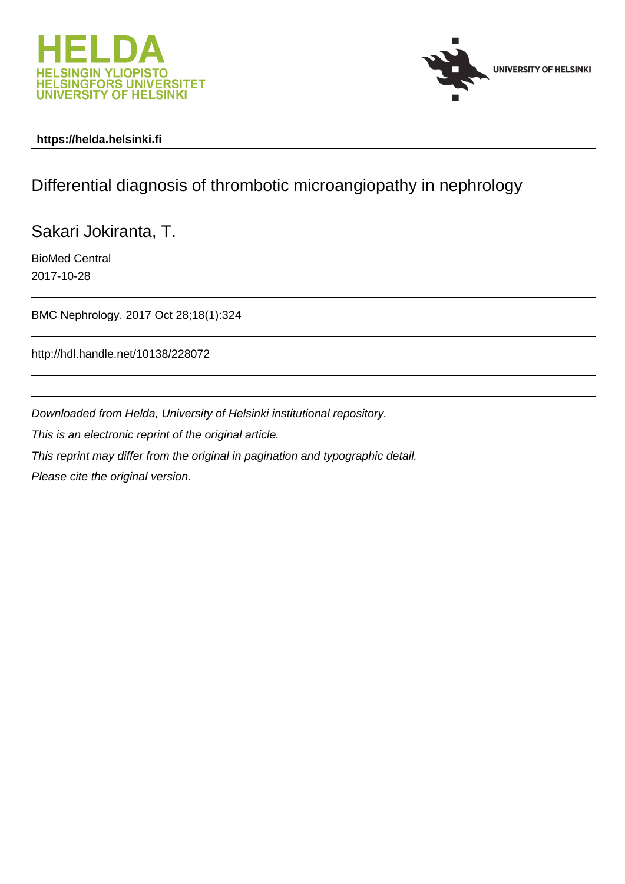HELDA
HELSINGIN YLIOPISTO
HELSINGFORS UNIVERSITET
UNIVERSITY OF HELSINKI

UNIVERSITY OF HELSINKI

**https://helda.helsinki.fi**

# Differential diagnosis of thrombotic microangiopathy in nephrology

Sakari Jokiranta, T.

BioMed Central

2017-10-28

BMC Nephrology. 2017 Oct 28;18(1):324

http://hdl.handle.net/10138/228072

*Downloaded from Helda, University of Helsinki institutional repository.*

*This is an electronic reprint of the original article.*

*This reprint may differ from the original in pagination and typographic detail.*

*Please cite the original version.*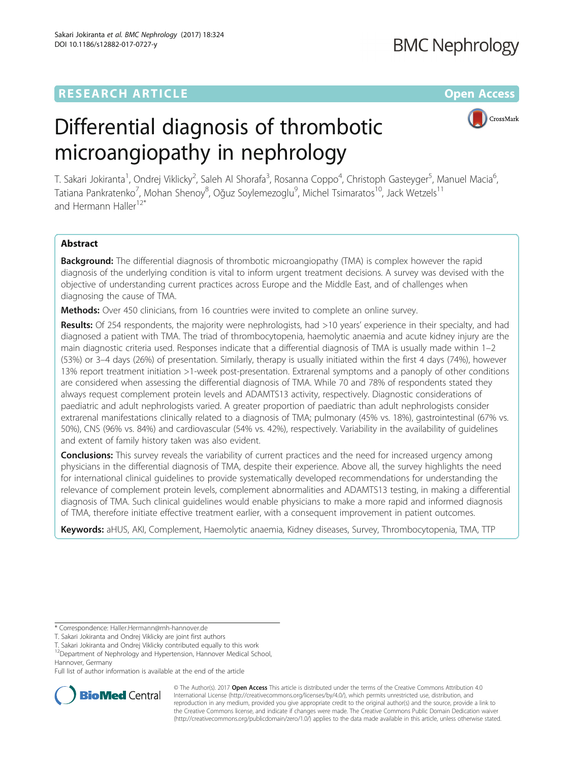# Differential diagnosis of thrombotic microangiopathy in nephrology

T. Sakari Jokiranta[1], Ondrej Viklicky[2], Saleh Al Shorafa[3], Rosanna Coppo[4], Christoph Gasteyger[5], Manuel Macia[6], Tatiana Pankratenko[7], Mohan Shenoy[8], Oğuz Soylemezoglu[9], Michel Tsimaratos[10], Jack Wetzels[11] and Hermann Haller[12*]

## Abstract

**Background:** The differential diagnosis of thrombotic microangiopathy (TMA) is complex however the rapid diagnosis of the underlying condition is vital to inform urgent treatment decisions. A survey was devised with the objective of understanding current practices across Europe and the Middle East, and of challenges when diagnosing the cause of TMA.

**Methods:** Over 450 clinicians, from 16 countries were invited to complete an online survey.

**Results:** Of 254 respondents, the majority were nephrologists, had >10 years' experience in their specialty, and had diagnosed a patient with TMA. The triad of thrombocytopenia, haemolytic anaemia and acute kidney injury are the main diagnostic criteria used. Responses indicate that a differential diagnosis of TMA is usually made within 1–2 (53%) or 3–4 days (26%) of presentation. Similarly, therapy is usually initiated within the first 4 days (74%), however 13% report treatment initiation >1-week post-presentation. Extrarenal symptoms and a panoply of other conditions are considered when assessing the differential diagnosis of TMA. While 70 and 78% of respondents stated they always request complement protein levels and ADAMTS13 activity, respectively. Diagnostic considerations of paediatric and adult nephrologists varied. A greater proportion of paediatric than adult nephrologists consider extrarenal manifestations clinically related to a diagnosis of TMA; pulmonary (45% vs. 18%), gastrointestinal (67% vs. 50%), CNS (96% vs. 84%) and cardiovascular (54% vs. 42%), respectively. Variability in the availability of guidelines and extent of family history taken was also evident.

**Conclusions:** This survey reveals the variability of current practices and the need for increased urgency among physicians in the differential diagnosis of TMA, despite their experience. Above all, the survey highlights the need for international clinical guidelines to provide systematically developed recommendations for understanding the relevance of complement protein levels, complement abnormalities and ADAMTS13 testing, in making a differential diagnosis of TMA. Such clinical guidelines would enable physicians to make a more rapid and informed diagnosis of TMA, therefore initiate effective treatment earlier, with a consequent improvement in patient outcomes.

**Keywords:** aHUS, AKI, Complement, Haemolytic anaemia, Kidney diseases, Survey, Thrombocytopenia, TMA, TTP

---

\* Correspondence: Haller.Hermann@mh-hannover.de

T. Sakari Jokiranta and Ondrej Viklicky are joint first authors

T. Sakari Jokiranta and Ondrej Viklicky contributed equally to this work

[12]Department of Nephrology and Hypertension, Hannover Medical School, Hannover, Germany

Full list of author information is available at the end of the article

© The Author(s). 2017 **Open Access** This article is distributed under the terms of the Creative Commons Attribution 4.0 International License (http://creativecommons.org/licenses/by/4.0/), which permits unrestricted use, distribution, and reproduction in any medium, provided you give appropriate credit to the original author(s) and the source, provide a link to the Creative Commons license, and indicate if changes were made. The Creative Commons Public Domain Dedication waiver (http://creativecommons.org/publicdomain/zero/1.0/) applies to the data made available in this article, unless otherwise stated.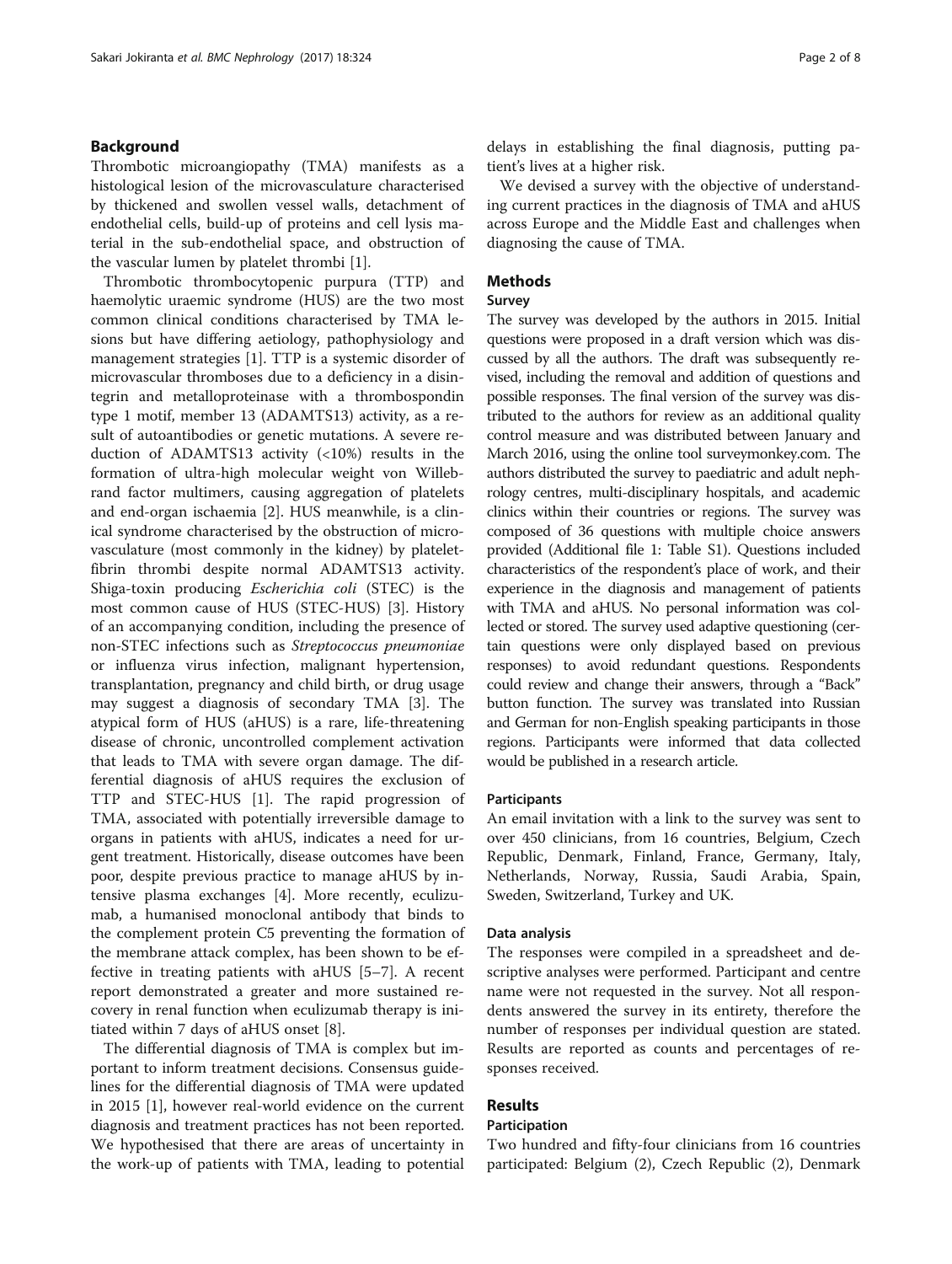## Background

Thrombotic microangiopathy (TMA) manifests as a histological lesion of the microvasculature characterised by thickened and swollen vessel walls, detachment of endothelial cells, build-up of proteins and cell lysis material in the sub-endothelial space, and obstruction of the vascular lumen by platelet thrombi [1].

Thrombotic thrombocytopenic purpura (TTP) and haemolytic uraemic syndrome (HUS) are the two most common clinical conditions characterised by TMA lesions but have differing aetiology, pathophysiology and management strategies [1]. TTP is a systemic disorder of microvascular thromboses due to a deficiency in a disintegrin and metalloproteinase with a thrombospondin type 1 motif, member 13 (ADAMTS13) activity, as a result of autoantibodies or genetic mutations. A severe reduction of ADAMTS13 activity (<10%) results in the formation of ultra-high molecular weight von Willebrand factor multimers, causing aggregation of platelets and end-organ ischaemia [2]. HUS meanwhile, is a clinical syndrome characterised by the obstruction of microvasculature (most commonly in the kidney) by platelet-fibrin thrombi despite normal ADAMTS13 activity. Shiga-toxin producing *Escherichia coli* (STEC) is the most common cause of HUS (STEC-HUS) [3]. History of an accompanying condition, including the presence of non-STEC infections such as *Streptococcus pneumoniae* or influenza virus infection, malignant hypertension, transplantation, pregnancy and child birth, or drug usage may suggest a diagnosis of secondary TMA [3]. The atypical form of HUS (aHUS) is a rare, life-threatening disease of chronic, uncontrolled complement activation that leads to TMA with severe organ damage. The differential diagnosis of aHUS requires the exclusion of TTP and STEC-HUS [1]. The rapid progression of TMA, associated with potentially irreversible damage to organs in patients with aHUS, indicates a need for urgent treatment. Historically, disease outcomes have been poor, despite previous practice to manage aHUS by intensive plasma exchanges [4]. More recently, eculizumab, a humanised monoclonal antibody that binds to the complement protein C5 preventing the formation of the membrane attack complex, has been shown to be effective in treating patients with aHUS [5–7]. A recent report demonstrated a greater and more sustained recovery in renal function when eculizumab therapy is initiated within 7 days of aHUS onset [8].

The differential diagnosis of TMA is complex but important to inform treatment decisions. Consensus guidelines for the differential diagnosis of TMA were updated in 2015 [1], however real-world evidence on the current diagnosis and treatment practices has not been reported. We hypothesised that there are areas of uncertainty in the work-up of patients with TMA, leading to potential delays in establishing the final diagnosis, putting patient's lives at a higher risk.

We devised a survey with the objective of understanding current practices in the diagnosis of TMA and aHUS across Europe and the Middle East and challenges when diagnosing the cause of TMA.

## Methods

### Survey

The survey was developed by the authors in 2015. Initial questions were proposed in a draft version which was discussed by all the authors. The draft was subsequently revised, including the removal and addition of questions and possible responses. The final version of the survey was distributed to the authors for review as an additional quality control measure and was distributed between January and March 2016, using the online tool surveymonkey.com. The authors distributed the survey to paediatric and adult nephrology centres, multi-disciplinary hospitals, and academic clinics within their countries or regions. The survey was composed of 36 questions with multiple choice answers provided (Additional file 1: Table S1). Questions included characteristics of the respondent's place of work, and their experience in the diagnosis and management of patients with TMA and aHUS. No personal information was collected or stored. The survey used adaptive questioning (certain questions were only displayed based on previous responses) to avoid redundant questions. Respondents could review and change their answers, through a "Back" button function. The survey was translated into Russian and German for non-English speaking participants in those regions. Participants were informed that data collected would be published in a research article.

### Participants

An email invitation with a link to the survey was sent to over 450 clinicians, from 16 countries, Belgium, Czech Republic, Denmark, Finland, France, Germany, Italy, Netherlands, Norway, Russia, Saudi Arabia, Spain, Sweden, Switzerland, Turkey and UK.

### Data analysis

The responses were compiled in a spreadsheet and descriptive analyses were performed. Participant and centre name were not requested in the survey. Not all respondents answered the survey in its entirety, therefore the number of responses per individual question are stated. Results are reported as counts and percentages of responses received.

## Results

### Participation

Two hundred and fifty-four clinicians from 16 countries participated: Belgium (2), Czech Republic (2), Denmark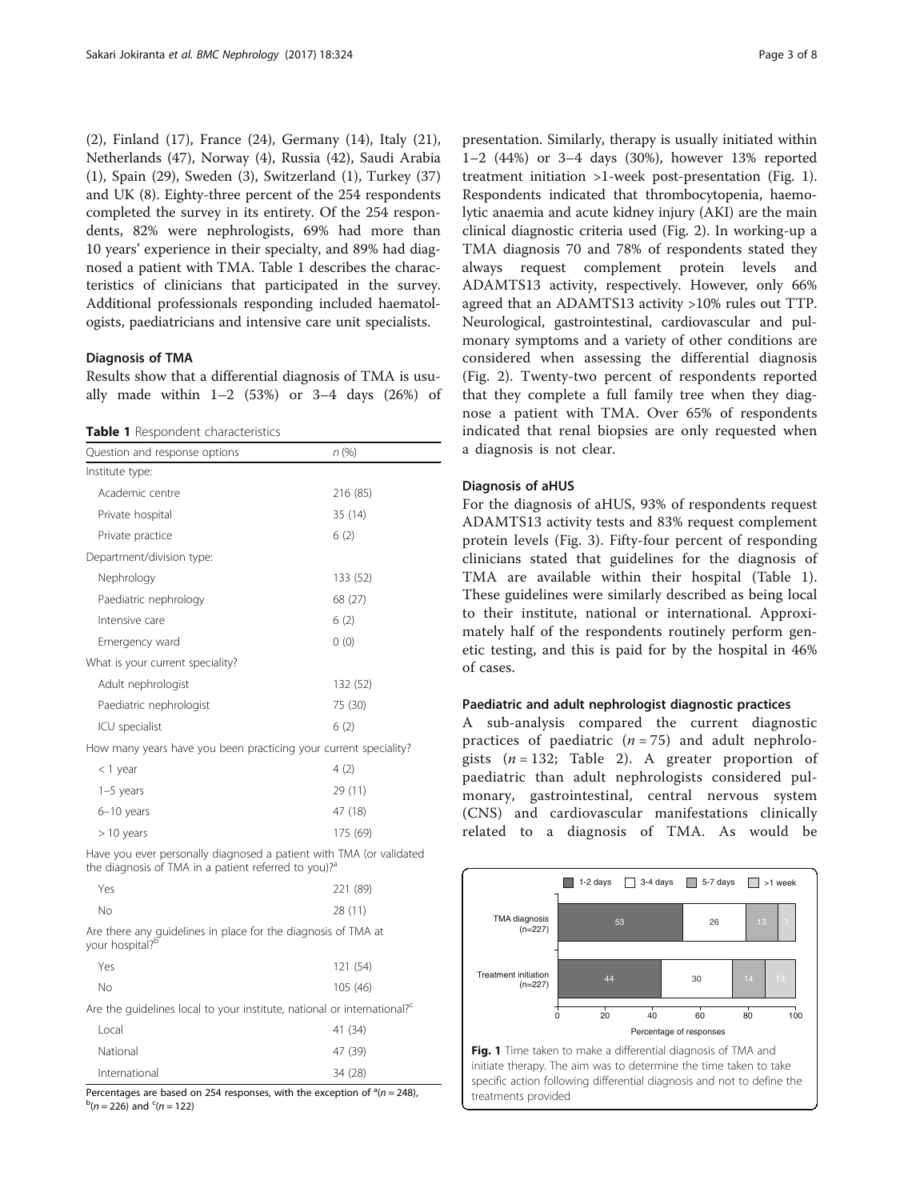(2), Finland (17), France (24), Germany (14), Italy (21), Netherlands (47), Norway (4), Russia (42), Saudi Arabia (1), Spain (29), Sweden (3), Switzerland (1), Turkey (37) and UK (8). Eighty-three percent of the 254 respondents completed the survey in its entirety. Of the 254 respondents, 82% were nephrologists, 69% had more than 10 years' experience in their specialty, and 89% had diagnosed a patient with TMA. Table 1 describes the characteristics of clinicians that participated in the survey. Additional professionals responding included haematologists, paediatricians and intensive care unit specialists.

### Diagnosis of TMA

Results show that a differential diagnosis of TMA is usually made within 1–2 (53%) or 3–4 days (26%) of presentation. Similarly, therapy is usually initiated within 1–2 (44%) or 3–4 days (30%), however 13% reported treatment initiation >1-week post-presentation (Fig. 1). Respondents indicated that thrombocytopenia, haemolytic anaemia and acute kidney injury (AKI) are the main clinical diagnostic criteria used (Fig. 2). In working-up a TMA diagnosis 70 and 78% of respondents stated they always request complement protein levels and ADAMTS13 activity, respectively. However, only 66% agreed that an ADAMTS13 activity >10% rules out TTP. Neurological, gastrointestinal, cardiovascular and pulmonary symptoms and a variety of other conditions are considered when assessing the differential diagnosis (Fig. 2). Twenty-two percent of respondents reported that they complete a full family tree when they diagnose a patient with TMA. Over 65% of respondents indicated that renal biopsies are only requested when a diagnosis is not clear.

**Table 1** Respondent characteristics

| Question and response options | n (%) |
|---|---|
| Institute type: | |
| Academic centre | 216 (85) |
| Private hospital | 35 (14) |
| Private practice | 6 (2) |
| Department/division type: | |
| Nephrology | 133 (52) |
| Paediatric nephrology | 68 (27) |
| Intensive care | 6 (2) |
| Emergency ward | 0 (0) |
| What is your current speciality? | |
| Adult nephrologist | 132 (52) |
| Paediatric nephrologist | 75 (30) |
| ICU specialist | 6 (2) |
| How many years have you been practicing your current speciality? | |
| < 1 year | 4 (2) |
| 1–5 years | 29 (11) |
| 6–10 years | 47 (18) |
| > 10 years | 175 (69) |
| Have you ever personally diagnosed a patient with TMA (or validated the diagnosis of TMA in a patient referred to you)?[a] | |
| Yes | 221 (89) |
| No | 28 (11) |
| Are there any guidelines in place for the diagnosis of TMA at your hospital?[b] | |
| Yes | 121 (54) |
| No | 105 (46) |
| Are the guidelines local to your institute, national or international?[c] | |
| Local | 41 (34) |
| National | 47 (39) |
| International | 34 (28) |

Percentages are based on 254 responses, with the exception of [a](n = 248), [b](n = 226) and [c](n = 122)

### Diagnosis of aHUS

For the diagnosis of aHUS, 93% of respondents request ADAMTS13 activity tests and 83% request complement protein levels (Fig. 3). Fifty-four percent of responding clinicians stated that guidelines for the diagnosis of TMA are available within their hospital (Table 1). These guidelines were similarly described as being local to their institute, national or international. Approximately half of the respondents routinely perform genetic testing, and this is paid for by the hospital in 46% of cases.

### Paediatric and adult nephrologist diagnostic practices

A sub-analysis compared the current diagnostic practices of paediatric (n = 75) and adult nephrologists (n = 132; Table 2). A greater proportion of paediatric than adult nephrologists considered pulmonary, gastrointestinal, central nervous system (CNS) and cardiovascular manifestations clinically related to a diagnosis of TMA. As would be

1-2 days  3-4 days  5-7 days  >1 week

TMA diagnosis (n=227): 53, 26, 13, 7

Treatment initiation (n=227): 44, 30, 14, 13

0 20 40 60 80 100

Percentage of responses

**Fig. 1** Time taken to make a differential diagnosis of TMA and initiate therapy. The aim was to determine the time taken to take specific action following differential diagnosis and not to define the treatments provided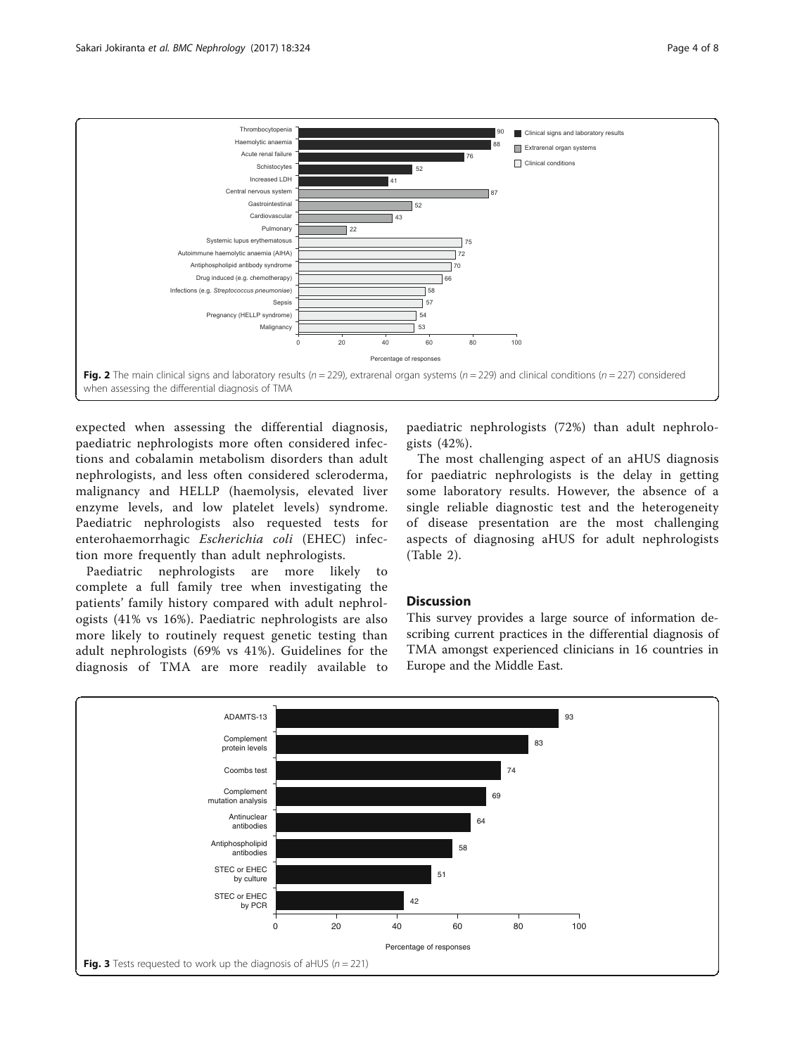Fig. 2 The main clinical signs and laboratory results (*n* = 229), extrarenal organ systems (*n* = 229) and clinical conditions (*n* = 227) considered when assessing the differential diagnosis of TMA

expected when assessing the differential diagnosis, paediatric nephrologists more often considered infections and cobalamin metabolism disorders than adult nephrologists, and less often considered scleroderma, malignancy and HELLP (haemolysis, elevated liver enzyme levels, and low platelet levels) syndrome. Paediatric nephrologists also requested tests for enterohaemorrhagic *Escherichia coli* (EHEC) infection more frequently than adult nephrologists.

Paediatric nephrologists are more likely to complete a full family tree when investigating the patients' family history compared with adult nephrologists (41% vs 16%). Paediatric nephrologists are also more likely to routinely request genetic testing than adult nephrologists (69% vs 41%). Guidelines for the diagnosis of TMA are more readily available to paediatric nephrologists (72%) than adult nephrologists (42%).

The most challenging aspect of an aHUS diagnosis for paediatric nephrologists is the delay in getting some laboratory results. However, the absence of a single reliable diagnostic test and the heterogeneity of disease presentation are the most challenging aspects of diagnosing aHUS for adult nephrologists (Table 2).

## Discussion

This survey provides a large source of information describing current practices in the differential diagnosis of TMA amongst experienced clinicians in 16 countries in Europe and the Middle East.

Fig. 3 Tests requested to work up the diagnosis of aHUS (*n* = 221)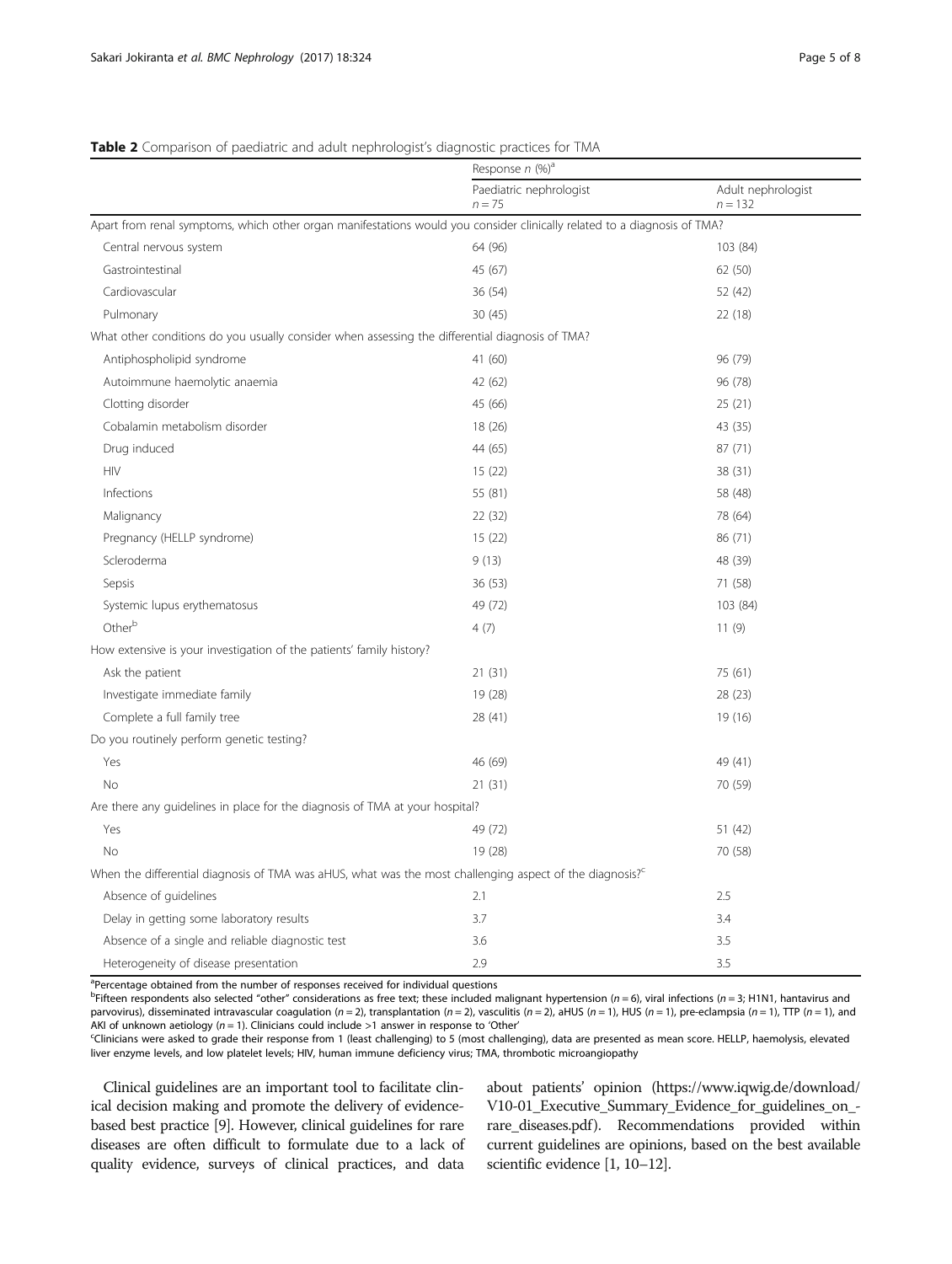**Table 2** Comparison of paediatric and adult nephrologist's diagnostic practices for TMA

| | Response *n* (%)[a] | |
|---|---|---|
| | Paediatric nephrologist *n* = 75 | Adult nephrologist *n* = 132 |
| Apart from renal symptoms, which other organ manifestations would you consider clinically related to a diagnosis of TMA? | | |
| Central nervous system | 64 (96) | 103 (84) |
| Gastrointestinal | 45 (67) | 62 (50) |
| Cardiovascular | 36 (54) | 52 (42) |
| Pulmonary | 30 (45) | 22 (18) |
| What other conditions do you usually consider when assessing the differential diagnosis of TMA? | | |
| Antiphospholipid syndrome | 41 (60) | 96 (79) |
| Autoimmune haemolytic anaemia | 42 (62) | 96 (78) |
| Clotting disorder | 45 (66) | 25 (21) |
| Cobalamin metabolism disorder | 18 (26) | 43 (35) |
| Drug induced | 44 (65) | 87 (71) |
| HIV | 15 (22) | 38 (31) |
| Infections | 55 (81) | 58 (48) |
| Malignancy | 22 (32) | 78 (64) |
| Pregnancy (HELLP syndrome) | 15 (22) | 86 (71) |
| Scleroderma | 9 (13) | 48 (39) |
| Sepsis | 36 (53) | 71 (58) |
| Systemic lupus erythematosus | 49 (72) | 103 (84) |
| Other[b] | 4 (7) | 11 (9) |
| How extensive is your investigation of the patients' family history? | | |
| Ask the patient | 21 (31) | 75 (61) |
| Investigate immediate family | 19 (28) | 28 (23) |
| Complete a full family tree | 28 (41) | 19 (16) |
| Do you routinely perform genetic testing? | | |
| Yes | 46 (69) | 49 (41) |
| No | 21 (31) | 70 (59) |
| Are there any guidelines in place for the diagnosis of TMA at your hospital? | | |
| Yes | 49 (72) | 51 (42) |
| No | 19 (28) | 70 (58) |
| When the differential diagnosis of TMA was aHUS, what was the most challenging aspect of the diagnosis?[c] | | |
| Absence of guidelines | 2.1 | 2.5 |
| Delay in getting some laboratory results | 3.7 | 3.4 |
| Absence of a single and reliable diagnostic test | 3.6 | 3.5 |
| Heterogeneity of disease presentation | 2.9 | 3.5 |

[a]Percentage obtained from the number of responses received for individual questions
[b]Fifteen respondents also selected "other" considerations as free text; these included malignant hypertension (*n* = 6), viral infections (*n* = 3; H1N1, hantavirus and parvovirus), disseminated intravascular coagulation (*n* = 2), transplantation (*n* = 2), vasculitis (*n* = 2), aHUS (*n* = 1), HUS (*n* = 1), pre-eclampsia (*n* = 1), TTP (*n* = 1), and AKI of unknown aetiology (*n* = 1). Clinicians could include >1 answer in response to 'Other'
[c]Clinicians were asked to grade their response from 1 (least challenging) to 5 (most challenging), data are presented as mean score. HELLP, haemolysis, elevated liver enzyme levels, and low platelet levels; HIV, human immune deficiency virus; TMA, thrombotic microangiopathy

Clinical guidelines are an important tool to facilitate clinical decision making and promote the delivery of evidence-based best practice [9]. However, clinical guidelines for rare diseases are often difficult to formulate due to a lack of quality evidence, surveys of clinical practices, and data about patients' opinion (https://www.iqwig.de/download/V10-01_Executive_Summary_Evidence_for_guidelines_on_rare_diseases.pdf). Recommendations provided within current guidelines are opinions, based on the best available scientific evidence [1, 10–12].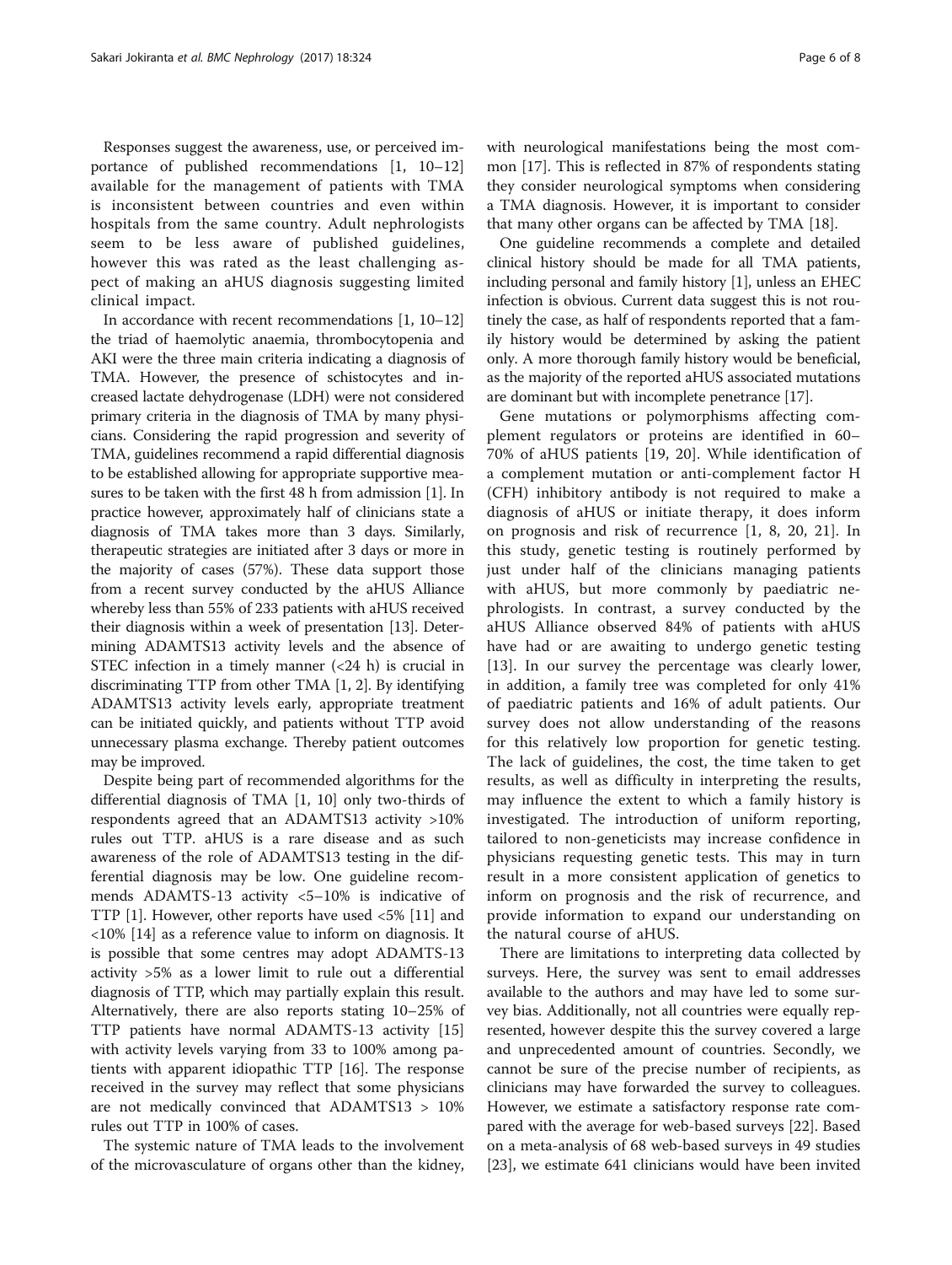Responses suggest the awareness, use, or perceived importance of published recommendations [1, 10–12] available for the management of patients with TMA is inconsistent between countries and even within hospitals from the same country. Adult nephrologists seem to be less aware of published guidelines, however this was rated as the least challenging aspect of making an aHUS diagnosis suggesting limited clinical impact.

In accordance with recent recommendations [1, 10–12] the triad of haemolytic anaemia, thrombocytopenia and AKI were the three main criteria indicating a diagnosis of TMA. However, the presence of schistocytes and increased lactate dehydrogenase (LDH) were not considered primary criteria in the diagnosis of TMA by many physicians. Considering the rapid progression and severity of TMA, guidelines recommend a rapid differential diagnosis to be established allowing for appropriate supportive measures to be taken with the first 48 h from admission [1]. In practice however, approximately half of clinicians state a diagnosis of TMA takes more than 3 days. Similarly, therapeutic strategies are initiated after 3 days or more in the majority of cases (57%). These data support those from a recent survey conducted by the aHUS Alliance whereby less than 55% of 233 patients with aHUS received their diagnosis within a week of presentation [13]. Determining ADAMTS13 activity levels and the absence of STEC infection in a timely manner (<24 h) is crucial in discriminating TTP from other TMA [1, 2]. By identifying ADAMTS13 activity levels early, appropriate treatment can be initiated quickly, and patients without TTP avoid unnecessary plasma exchange. Thereby patient outcomes may be improved.

Despite being part of recommended algorithms for the differential diagnosis of TMA [1, 10] only two-thirds of respondents agreed that an ADAMTS13 activity >10% rules out TTP. aHUS is a rare disease and as such awareness of the role of ADAMTS13 testing in the differential diagnosis may be low. One guideline recommends ADAMTS-13 activity <5–10% is indicative of TTP [1]. However, other reports have used <5% [11] and <10% [14] as a reference value to inform on diagnosis. It is possible that some centres may adopt ADAMTS-13 activity >5% as a lower limit to rule out a differential diagnosis of TTP, which may partially explain this result. Alternatively, there are also reports stating 10–25% of TTP patients have normal ADAMTS-13 activity [15] with activity levels varying from 33 to 100% among patients with apparent idiopathic TTP [16]. The response received in the survey may reflect that some physicians are not medically convinced that ADAMTS13 > 10% rules out TTP in 100% of cases.

The systemic nature of TMA leads to the involvement of the microvasculature of organs other than the kidney, with neurological manifestations being the most common [17]. This is reflected in 87% of respondents stating they consider neurological symptoms when considering a TMA diagnosis. However, it is important to consider that many other organs can be affected by TMA [18].

One guideline recommends a complete and detailed clinical history should be made for all TMA patients, including personal and family history [1], unless an EHEC infection is obvious. Current data suggest this is not routinely the case, as half of respondents reported that a family history would be determined by asking the patient only. A more thorough family history would be beneficial, as the majority of the reported aHUS associated mutations are dominant but with incomplete penetrance [17].

Gene mutations or polymorphisms affecting complement regulators or proteins are identified in 60–70% of aHUS patients [19, 20]. While identification of a complement mutation or anti-complement factor H (CFH) inhibitory antibody is not required to make a diagnosis of aHUS or initiate therapy, it does inform on prognosis and risk of recurrence [1, 8, 20, 21]. In this study, genetic testing is routinely performed by just under half of the clinicians managing patients with aHUS, but more commonly by paediatric nephrologists. In contrast, a survey conducted by the aHUS Alliance observed 84% of patients with aHUS have had or are awaiting to undergo genetic testing [13]. In our survey the percentage was clearly lower, in addition, a family tree was completed for only 41% of paediatric patients and 16% of adult patients. Our survey does not allow understanding of the reasons for this relatively low proportion for genetic testing. The lack of guidelines, the cost, the time taken to get results, as well as difficulty in interpreting the results, may influence the extent to which a family history is investigated. The introduction of uniform reporting, tailored to non-geneticists may increase confidence in physicians requesting genetic tests. This may in turn result in a more consistent application of genetics to inform on prognosis and the risk of recurrence, and provide information to expand our understanding on the natural course of aHUS.

There are limitations to interpreting data collected by surveys. Here, the survey was sent to email addresses available to the authors and may have led to some survey bias. Additionally, not all countries were equally represented, however despite this the survey covered a large and unprecedented amount of countries. Secondly, we cannot be sure of the precise number of recipients, as clinicians may have forwarded the survey to colleagues. However, we estimate a satisfactory response rate compared with the average for web-based surveys [22]. Based on a meta-analysis of 68 web-based surveys in 49 studies [23], we estimate 641 clinicians would have been invited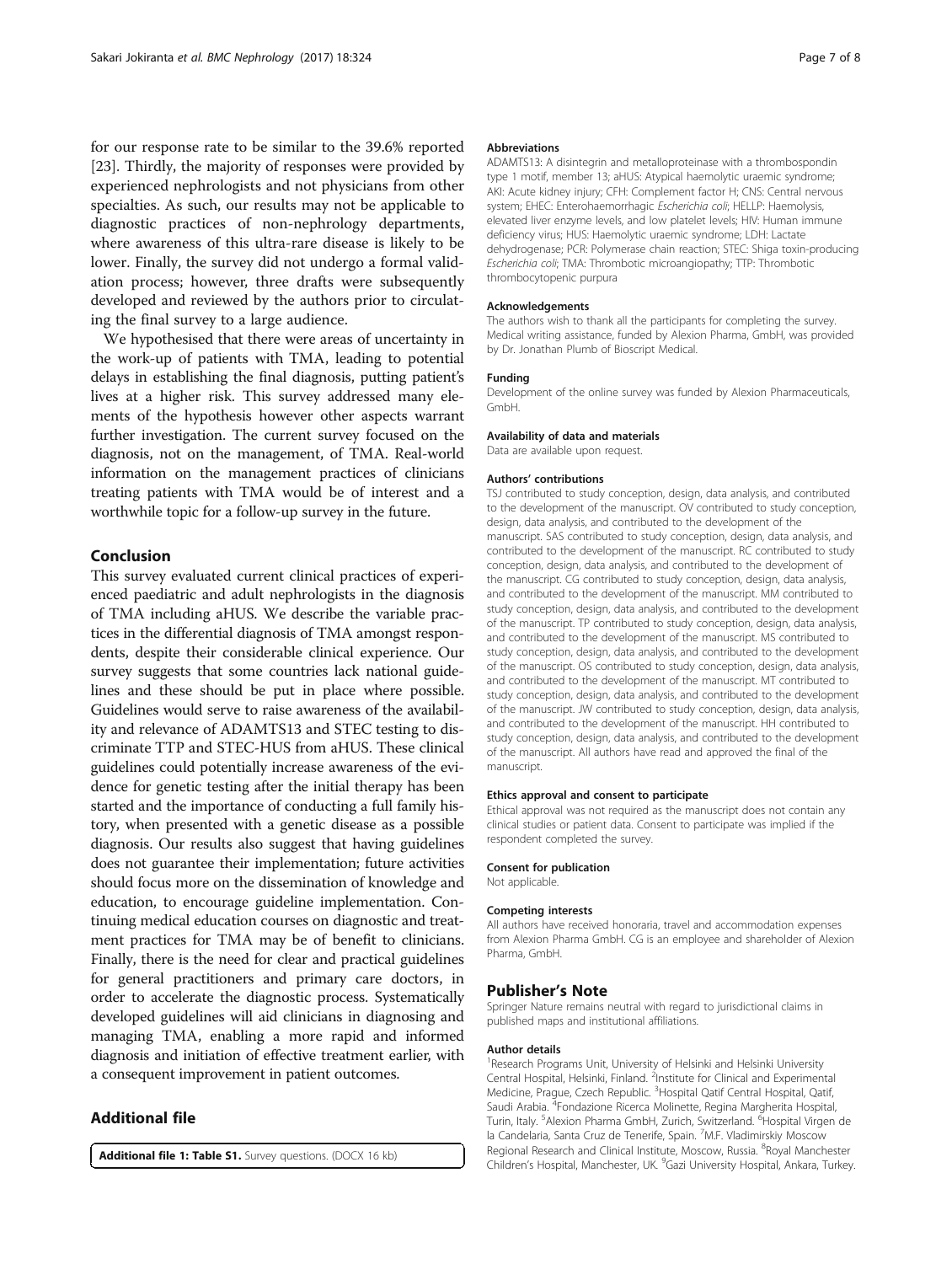for our response rate to be similar to the 39.6% reported [23]. Thirdly, the majority of responses were provided by experienced nephrologists and not physicians from other specialties. As such, our results may not be applicable to diagnostic practices of non-nephrology departments, where awareness of this ultra-rare disease is likely to be lower. Finally, the survey did not undergo a formal validation process; however, three drafts were subsequently developed and reviewed by the authors prior to circulating the final survey to a large audience.

We hypothesised that there were areas of uncertainty in the work-up of patients with TMA, leading to potential delays in establishing the final diagnosis, putting patient's lives at a higher risk. This survey addressed many elements of the hypothesis however other aspects warrant further investigation. The current survey focused on the diagnosis, not on the management, of TMA. Real-world information on the management practices of clinicians treating patients with TMA would be of interest and a worthwhile topic for a follow-up survey in the future.

## Conclusion

This survey evaluated current clinical practices of experienced paediatric and adult nephrologists in the diagnosis of TMA including aHUS. We describe the variable practices in the differential diagnosis of TMA amongst respondents, despite their considerable clinical experience. Our survey suggests that some countries lack national guidelines and these should be put in place where possible. Guidelines would serve to raise awareness of the availability and relevance of ADAMTS13 and STEC testing to discriminate TTP and STEC-HUS from aHUS. These clinical guidelines could potentially increase awareness of the evidence for genetic testing after the initial therapy has been started and the importance of conducting a full family history, when presented with a genetic disease as a possible diagnosis. Our results also suggest that having guidelines does not guarantee their implementation; future activities should focus more on the dissemination of knowledge and education, to encourage guideline implementation. Continuing medical education courses on diagnostic and treatment practices for TMA may be of benefit to clinicians. Finally, there is the need for clear and practical guidelines for general practitioners and primary care doctors, in order to accelerate the diagnostic process. Systematically developed guidelines will aid clinicians in diagnosing and managing TMA, enabling a more rapid and informed diagnosis and initiation of effective treatment earlier, with a consequent improvement in patient outcomes.

## Additional file

**Additional file 1: Table S1.** Survey questions. (DOCX 16 kb)

#### Abbreviations

ADAMTS13: A disintegrin and metalloproteinase with a thrombospondin type 1 motif, member 13; aHUS: Atypical haemolytic uraemic syndrome; AKI: Acute kidney injury; CFH: Complement factor H; CNS: Central nervous system; EHEC: Enterohaemorrhagic *Escherichia coli*; HELLP: Haemolysis, elevated liver enzyme levels, and low platelet levels; HIV: Human immune deficiency virus; HUS: Haemolytic uraemic syndrome; LDH: Lactate dehydrogenase; PCR: Polymerase chain reaction; STEC: Shiga toxin-producing *Escherichia coli*; TMA: Thrombotic microangiopathy; TTP: Thrombotic thrombocytopenic purpura

#### Acknowledgements

The authors wish to thank all the participants for completing the survey. Medical writing assistance, funded by Alexion Pharma, GmbH, was provided by Dr. Jonathan Plumb of Bioscript Medical.

#### Funding

Development of the online survey was funded by Alexion Pharmaceuticals, GmbH.

#### Availability of data and materials

Data are available upon request.

#### Authors' contributions

TSJ contributed to study conception, design, data analysis, and contributed to the development of the manuscript. OV contributed to study conception, design, data analysis, and contributed to the development of the manuscript. SAS contributed to study conception, design, data analysis, and contributed to the development of the manuscript. RC contributed to study conception, design, data analysis, and contributed to the development of the manuscript. CG contributed to study conception, design, data analysis, and contributed to the development of the manuscript. MM contributed to study conception, design, data analysis, and contributed to the development of the manuscript. TP contributed to study conception, design, data analysis, and contributed to the development of the manuscript. MS contributed to study conception, design, data analysis, and contributed to the development of the manuscript. OS contributed to study conception, design, data analysis, and contributed to the development of the manuscript. MT contributed to study conception, design, data analysis, and contributed to the development of the manuscript. JW contributed to study conception, design, data analysis, and contributed to the development of the manuscript. HH contributed to study conception, design, data analysis, and contributed to the development of the manuscript. All authors have read and approved the final of the manuscript.

#### Ethics approval and consent to participate

Ethical approval was not required as the manuscript does not contain any clinical studies or patient data. Consent to participate was implied if the respondent completed the survey.

#### Consent for publication

Not applicable.

#### Competing interests

All authors have received honoraria, travel and accommodation expenses from Alexion Pharma GmbH. CG is an employee and shareholder of Alexion Pharma, GmbH.

## Publisher's Note

Springer Nature remains neutral with regard to jurisdictional claims in published maps and institutional affiliations.

#### Author details

[1]Research Programs Unit, University of Helsinki and Helsinki University Central Hospital, Helsinki, Finland. [2]Institute for Clinical and Experimental Medicine, Prague, Czech Republic. [3]Hospital Qatif Central Hospital, Qatif, Saudi Arabia. [4]Fondazione Ricerca Molinette, Regina Margherita Hospital, Turin, Italy. [5]Alexion Pharma GmbH, Zurich, Switzerland. [6]Hospital Virgen de la Candelaria, Santa Cruz de Tenerife, Spain. [7]M.F. Vladimirskiy Moscow Regional Research and Clinical Institute, Moscow, Russia. [8]Royal Manchester Children's Hospital, Manchester, UK. [9]Gazi University Hospital, Ankara, Turkey.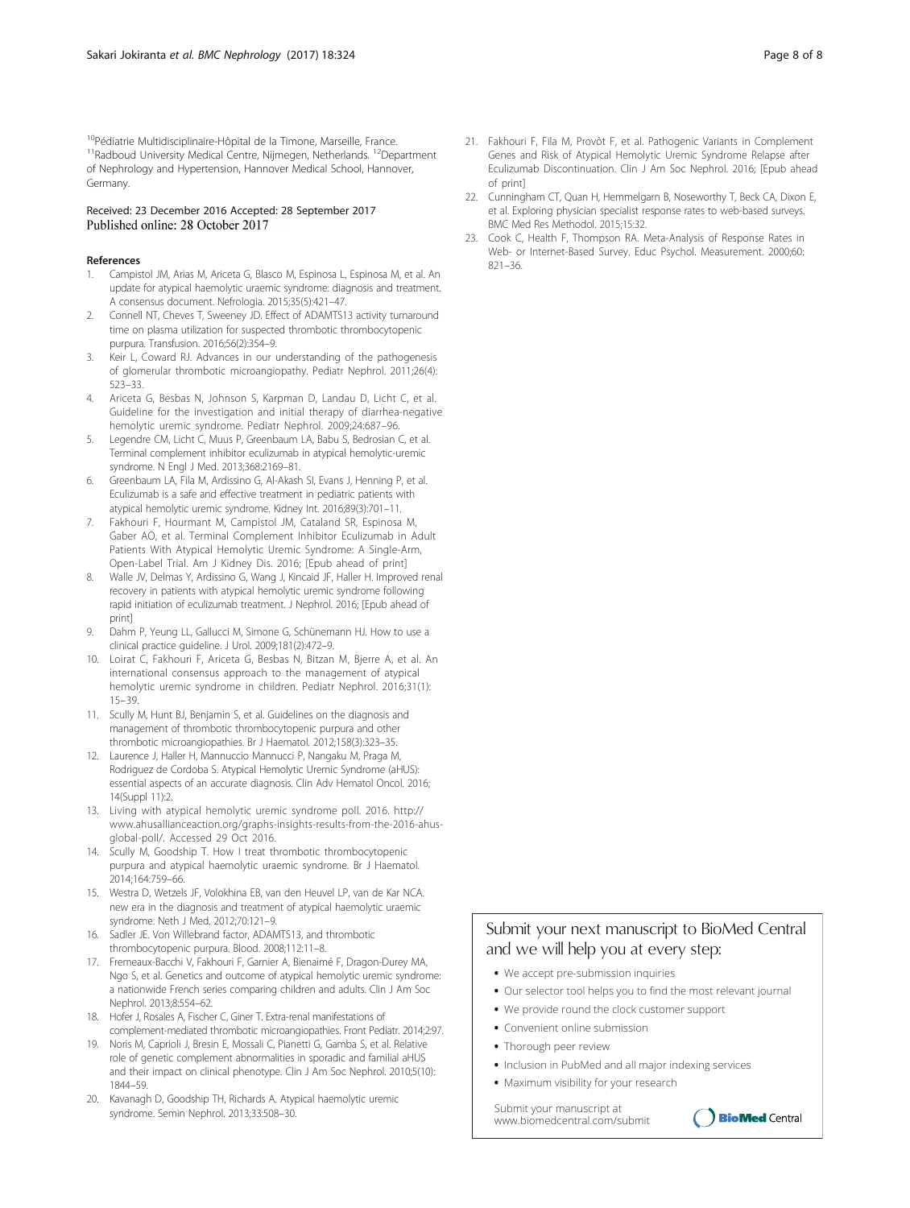[10]Pédiatrie Multidisciplinaire-Hôpital de la Timone, Marseille, France. [11]Radboud University Medical Centre, Nijmegen, Netherlands. [12]Department of Nephrology and Hypertension, Hannover Medical School, Hannover, Germany.

Received: 23 December 2016 Accepted: 28 September 2017
Published online: 28 October 2017

#### References

1. Campistol JM, Arias M, Ariceta G, Blasco M, Espinosa L, Espinosa M, et al. An update for atypical haemolytic uraemic syndrome: diagnosis and treatment. A consensus document. Nefrologia. 2015;35(5):421–47.
2. Connell NT, Cheves T, Sweeney JD. Effect of ADAMTS13 activity turnaround time on plasma utilization for suspected thrombotic thrombocytopenic purpura. Transfusion. 2016;56(2):354–9.
3. Keir L, Coward RJ. Advances in our understanding of the pathogenesis of glomerular thrombotic microangiopathy. Pediatr Nephrol. 2011;26(4): 523–33.
4. Ariceta G, Besbas N, Johnson S, Karpman D, Landau D, Licht C, et al. Guideline for the investigation and initial therapy of diarrhea-negative hemolytic uremic syndrome. Pediatr Nephrol. 2009;24:687–96.
5. Legendre CM, Licht C, Muus P, Greenbaum LA, Babu S, Bedrosian C, et al. Terminal complement inhibitor eculizumab in atypical hemolytic-uremic syndrome. N Engl J Med. 2013;368:2169–81.
6. Greenbaum LA, Fila M, Ardissino G, Al-Akash SI, Evans J, Henning P, et al. Eculizumab is a safe and effective treatment in pediatric patients with atypical hemolytic uremic syndrome. Kidney Int. 2016;89(3):701–11.
7. Fakhouri F, Hourmant M, Campistol JM, Cataland SR, Espinosa M, Gaber AO, et al. Terminal Complement Inhibitor Eculizumab in Adult Patients With Atypical Hemolytic Uremic Syndrome: A Single-Arm, Open-Label Trial. Am J Kidney Dis. 2016; [Epub ahead of print]
8. Walle JV, Delmas Y, Ardissino G, Wang J, Kincaid JF, Haller H. Improved renal recovery in patients with atypical hemolytic uremic syndrome following rapid initiation of eculizumab treatment. J Nephrol. 2016; [Epub ahead of print]
9. Dahm P, Yeung LL, Gallucci M, Simone G, Schünemann HJ. How to use a clinical practice guideline. J Urol. 2009;181(2):472–9.
10. Loirat C, Fakhouri F, Ariceta G, Besbas N, Bitzan M, Bjerre A, et al. An international consensus approach to the management of atypical hemolytic uremic syndrome in children. Pediatr Nephrol. 2016;31(1): 15–39.
11. Scully M, Hunt BJ, Benjamin S, et al. Guidelines on the diagnosis and management of thrombotic thrombocytopenic purpura and other thrombotic microangiopathies. Br J Haematol. 2012;158(3):323–35.
12. Laurence J, Haller H, Mannuccio Mannucci P, Nangaku M, Praga M, Rodriguez de Cordoba S. Atypical Hemolytic Uremic Syndrome (aHUS): essential aspects of an accurate diagnosis. Clin Adv Hematol Oncol. 2016; 14(Suppl 11):2.
13. Living with atypical hemolytic uremic syndrome poll. 2016. http://www.ahusallianceaction.org/graphs-insights-results-from-the-2016-ahus-global-poll/. Accessed 29 Oct 2016.
14. Scully M, Goodship T. How I treat thrombotic thrombocytopenic purpura and atypical haemolytic uraemic syndrome. Br J Haematol. 2014;164:759–66.
15. Westra D, Wetzels JF, Volokhina EB, van den Heuvel LP, van de Kar NCA. new era in the diagnosis and treatment of atypical haemolytic uraemic syndrome. Neth J Med. 2012;70:121–9.
16. Sadler JE. Von Willebrand factor, ADAMTS13, and thrombotic thrombocytopenic purpura. Blood. 2008;112:11–8.
17. Fremeaux-Bacchi V, Fakhouri F, Garnier A, Bienaimé F, Dragon-Durey MA, Ngo S, et al. Genetics and outcome of atypical hemolytic uremic syndrome: a nationwide French series comparing children and adults. Clin J Am Soc Nephrol. 2013;8:554–62.
18. Hofer J, Rosales A, Fischer C, Giner T. Extra-renal manifestations of complement-mediated thrombotic microangiopathies. Front Pediatr. 2014;2:97.
19. Noris M, Caprioli J, Bresin E, Mossali C, Pianetti G, Gamba S, et al. Relative role of genetic complement abnormalities in sporadic and familial aHUS and their impact on clinical phenotype. Clin J Am Soc Nephrol. 2010;5(10): 1844–59.
20. Kavanagh D, Goodship TH, Richards A. Atypical haemolytic uremic syndrome. Semin Nephrol. 2013;33:508–30.
21. Fakhouri F, Fila M, Provôt F, et al. Pathogenic Variants in Complement Genes and Risk of Atypical Hemolytic Uremic Syndrome Relapse after Eculizumab Discontinuation. Clin J Am Soc Nephrol. 2016; [Epub ahead of print]
22. Cunningham CT, Quan H, Hemmelgarn B, Noseworthy T, Beck CA, Dixon E, et al. Exploring physician specialist response rates to web-based surveys. BMC Med Res Methodol. 2015;15:32.
23. Cook C, Health F, Thompson RA. Meta-Analysis of Response Rates in Web- or Internet-Based Survey. Educ Psychol. Measurement. 2000;60: 821–36.